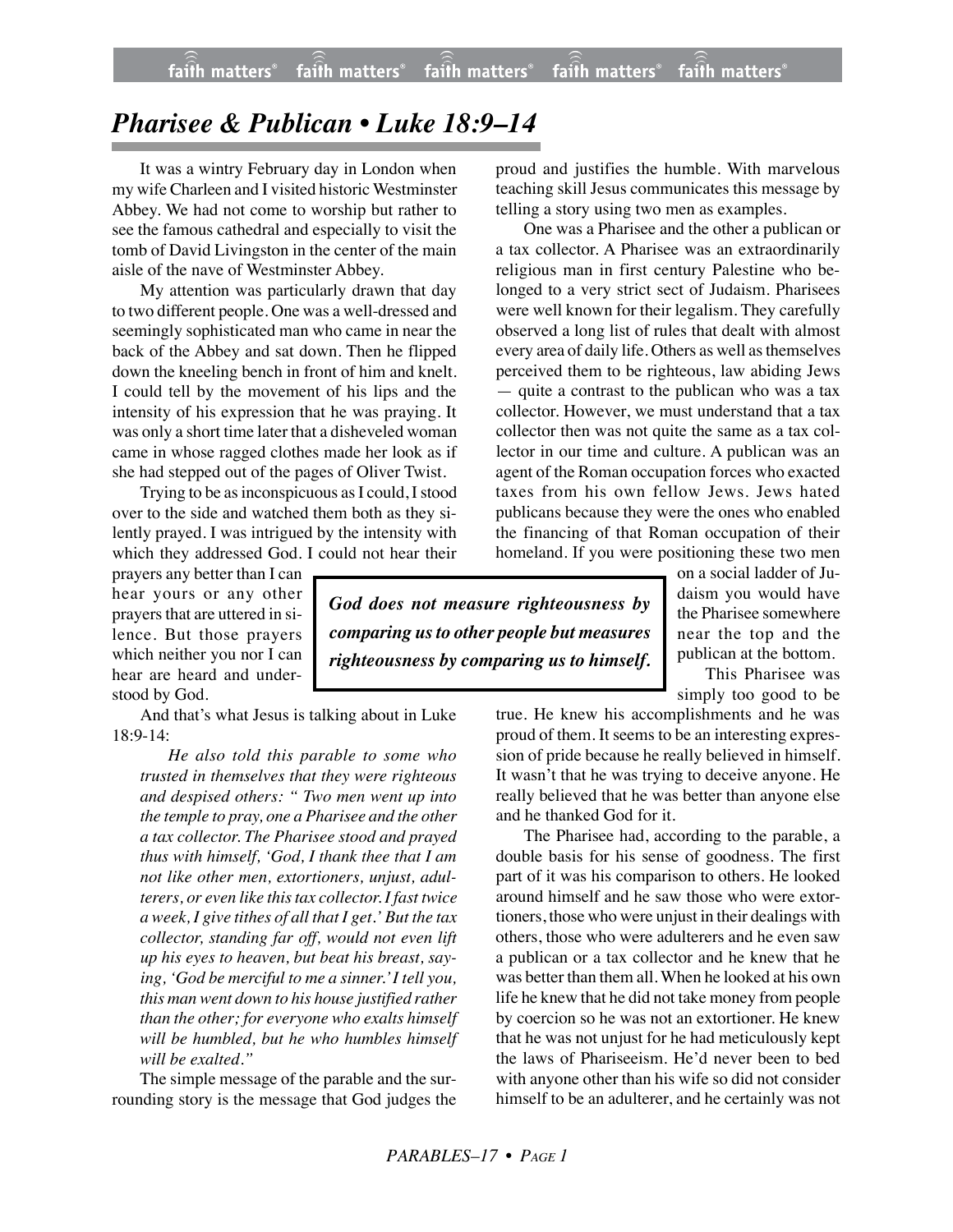# *Pharisee & Publican • Luke 18:9–14*

It was a wintry February day in London when my wife Charleen and I visited historic Westminster Abbey. We had not come to worship but rather to see the famous cathedral and especially to visit the tomb of David Livingston in the center of the main aisle of the nave of Westminster Abbey.

My attention was particularly drawn that day to two different people. One was a well-dressed and seemingly sophisticated man who came in near the back of the Abbey and sat down. Then he flipped down the kneeling bench in front of him and knelt. I could tell by the movement of his lips and the intensity of his expression that he was praying. It was only a short time later that a disheveled woman came in whose ragged clothes made her look as if she had stepped out of the pages of Oliver Twist.

Trying to be as inconspicuous as I could, I stood over to the side and watched them both as they silently prayed. I was intrigued by the intensity with which they addressed God. I could not hear their prayers any better than I can hear yours or any other prayers that are uttered in silence. But those prayers which neither you nor I can hear are heard and understood by God.

And that's what Jesus is talking about in Luke 18:9-14:

> *He also told this parable to some who trusted in themselves that they were righteous and despised others: " Two men went up into the temple to pray, one a Pharisee and the other a tax collector. The Pharisee stood and prayed thus with himself, 'God, I thank thee that I am not like other men, extortioners, unjust, adulterers, or even like this tax collector. I fast twice a week, I give tithes of all that I get.' But the tax collector, standing far off, would not even lift up his eyes to heaven, but beat his breast, saying, 'God be merciful to me a sinner.' I tell you, this man went down to his house justified rather than the other; for everyone who exalts himself will be humbled, but he who humbles himself will be exalted."*

The simple message of the parable and the surrounding story is the message that God judges the proud and justifies the humble. With marvelous teaching skill Jesus communicates this message by telling a story using two men as examples.

One was a Pharisee and the other a publican or a tax collector. A Pharisee was an extraordinarily religious man in first century Palestine who belonged to a very strict sect of Judaism. Pharisees were well known for their legalism. They carefully observed a long list of rules that dealt with almost every area of daily life. Others as well as themselves perceived them to be righteous, law abiding Jews — quite a contrast to the publican who was a tax collector. However, we must understand that a tax collector then was not quite the same as a tax collector in our time and culture. A publican was an agent of the Roman occupation forces who exacted taxes from his own fellow Jews. Jews hated publicans because they were the ones who enabled the financing of that Roman occupation of their homeland. If you were positioning these two men on a social ladder of Judaism you would have the Pharisee somewhere near the top and the publican at the bottom.

> ***God does not measure righteousness by comparing us to other people but measures righteousness by comparing us to himself.***

This Pharisee was simply too good to be true. He knew his accomplishments and he was proud of them. It seems to be an interesting expression of pride because he really believed in himself. It wasn't that he was trying to deceive anyone. He really believed that he was better than anyone else and he thanked God for it.

The Pharisee had, according to the parable, a double basis for his sense of goodness. The first part of it was his comparison to others. He looked around himself and he saw those who were extortioners, those who were unjust in their dealings with others, those who were adulterers and he even saw a publican or a tax collector and he knew that he was better than them all. When he looked at his own life he knew that he did not take money from people by coercion so he was not an extortioner. He knew that he was not unjust for he had meticulously kept the laws of Phariseeism. He'd never been to bed with anyone other than his wife so did not consider himself to be an adulterer, and he certainly was not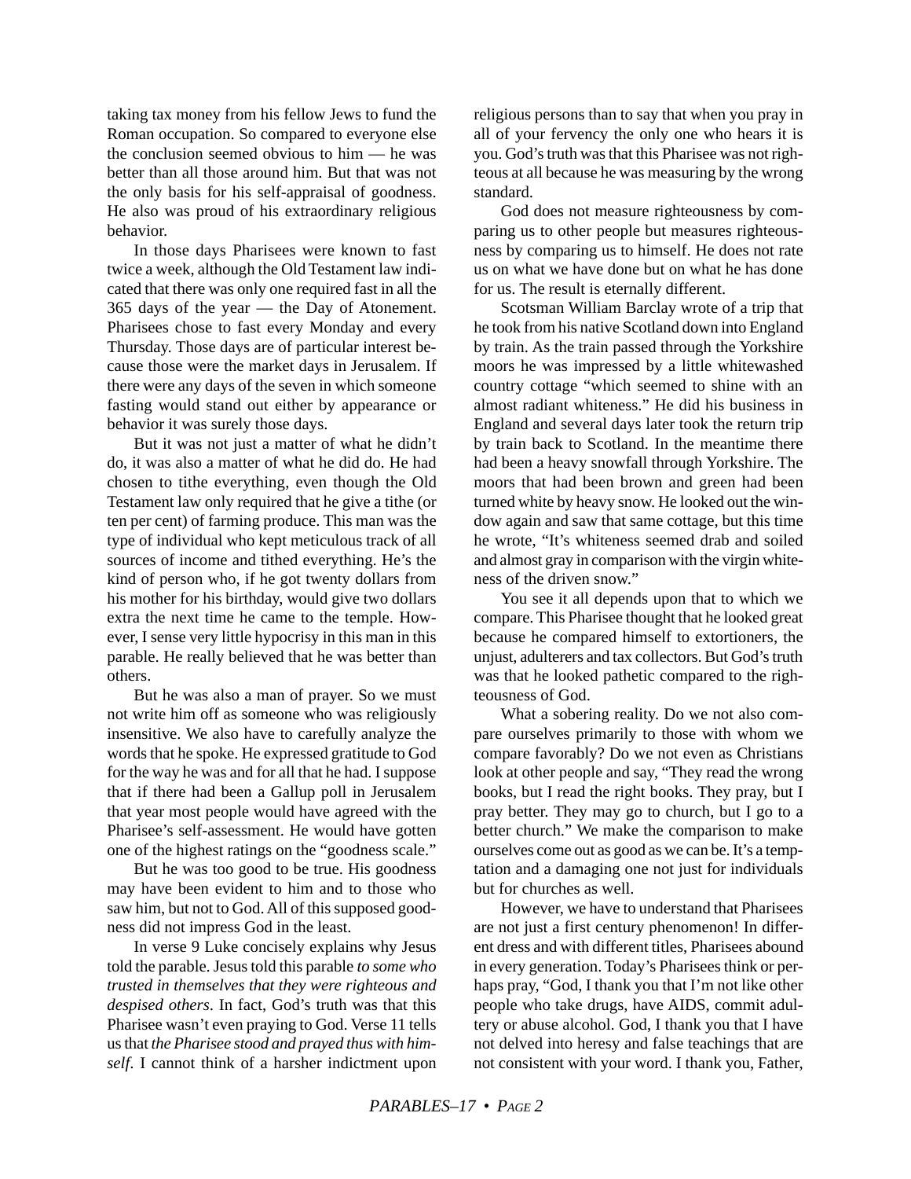taking tax money from his fellow Jews to fund the Roman occupation. So compared to everyone else the conclusion seemed obvious to him — he was better than all those around him. But that was not the only basis for his self-appraisal of goodness. He also was proud of his extraordinary religious behavior.

In those days Pharisees were known to fast twice a week, although the Old Testament law indicated that there was only one required fast in all the 365 days of the year — the Day of Atonement. Pharisees chose to fast every Monday and every Thursday. Those days are of particular interest because those were the market days in Jerusalem. If there were any days of the seven in which someone fasting would stand out either by appearance or behavior it was surely those days.

But it was not just a matter of what he didn't do, it was also a matter of what he did do. He had chosen to tithe everything, even though the Old Testament law only required that he give a tithe (or ten per cent) of farming produce. This man was the type of individual who kept meticulous track of all sources of income and tithed everything. He's the kind of person who, if he got twenty dollars from his mother for his birthday, would give two dollars extra the next time he came to the temple. However, I sense very little hypocrisy in this man in this parable. He really believed that he was better than others.

But he was also a man of prayer. So we must not write him off as someone who was religiously insensitive. We also have to carefully analyze the words that he spoke. He expressed gratitude to God for the way he was and for all that he had. I suppose that if there had been a Gallup poll in Jerusalem that year most people would have agreed with the Pharisee's self-assessment. He would have gotten one of the highest ratings on the "goodness scale."

But he was too good to be true. His goodness may have been evident to him and to those who saw him, but not to God. All of this supposed goodness did not impress God in the least.

In verse 9 Luke concisely explains why Jesus told the parable. Jesus told this parable *to some who trusted in themselves that they were righteous and despised others*. In fact, God's truth was that this Pharisee wasn't even praying to God. Verse 11 tells us that *the Pharisee stood and prayed thus with himself*. I cannot think of a harsher indictment upon religious persons than to say that when you pray in all of your fervency the only one who hears it is you. God's truth was that this Pharisee was not righteous at all because he was measuring by the wrong standard.

God does not measure righteousness by comparing us to other people but measures righteousness by comparing us to himself. He does not rate us on what we have done but on what he has done for us. The result is eternally different.

Scotsman William Barclay wrote of a trip that he took from his native Scotland down into England by train. As the train passed through the Yorkshire moors he was impressed by a little whitewashed country cottage "which seemed to shine with an almost radiant whiteness." He did his business in England and several days later took the return trip by train back to Scotland. In the meantime there had been a heavy snowfall through Yorkshire. The moors that had been brown and green had been turned white by heavy snow. He looked out the window again and saw that same cottage, but this time he wrote, "It's whiteness seemed drab and soiled and almost gray in comparison with the virgin whiteness of the driven snow."

You see it all depends upon that to which we compare. This Pharisee thought that he looked great because he compared himself to extortioners, the unjust, adulterers and tax collectors. But God's truth was that he looked pathetic compared to the righteousness of God.

What a sobering reality. Do we not also compare ourselves primarily to those with whom we compare favorably? Do we not even as Christians look at other people and say, "They read the wrong books, but I read the right books. They pray, but I pray better. They may go to church, but I go to a better church." We make the comparison to make ourselves come out as good as we can be. It's a temptation and a damaging one not just for individuals but for churches as well.

However, we have to understand that Pharisees are not just a first century phenomenon! In different dress and with different titles, Pharisees abound in every generation. Today's Pharisees think or perhaps pray, "God, I thank you that I'm not like other people who take drugs, have AIDS, commit adultery or abuse alcohol. God, I thank you that I have not delved into heresy and false teachings that are not consistent with your word. I thank you, Father,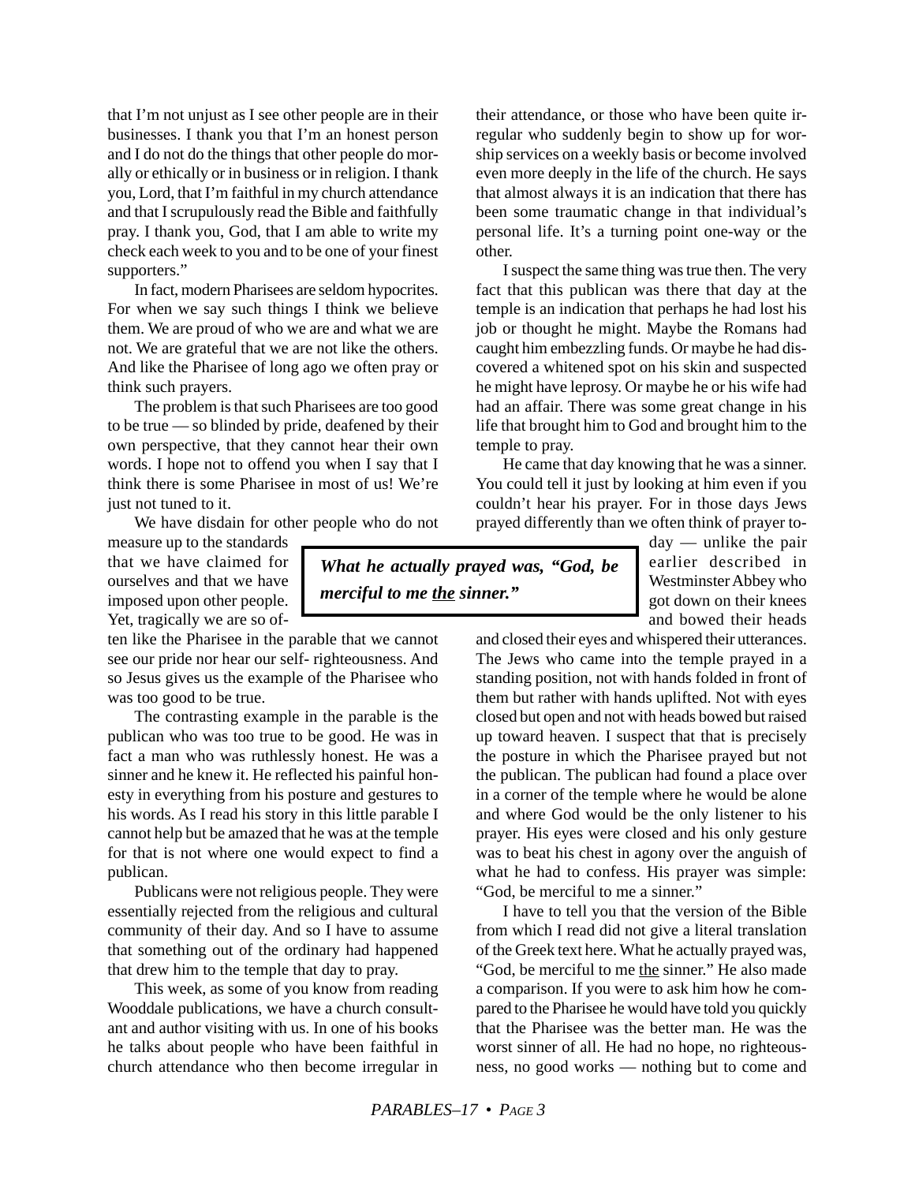that I'm not unjust as I see other people are in their businesses. I thank you that I'm an honest person and I do not do the things that other people do morally or ethically or in business or in religion. I thank you, Lord, that I'm faithful in my church attendance and that I scrupulously read the Bible and faithfully pray. I thank you, God, that I am able to write my check each week to you and to be one of your finest supporters."

In fact, modern Pharisees are seldom hypocrites. For when we say such things I think we believe them. We are proud of who we are and what we are not. We are grateful that we are not like the others. And like the Pharisee of long ago we often pray or think such prayers.

The problem is that such Pharisees are too good to be true — so blinded by pride, deafened by their own perspective, that they cannot hear their own words. I hope not to offend you when I say that I think there is some Pharisee in most of us! We're just not tuned to it.

We have disdain for other people who do not measure up to the standards that we have claimed for ourselves and that we have imposed upon other people. Yet, tragically we are so often like the Pharisee in the parable that we cannot see our pride nor hear our self- righteousness. And so Jesus gives us the example of the Pharisee who was too good to be true.

The contrasting example in the parable is the publican who was too true to be good. He was in fact a man who was ruthlessly honest. He was a sinner and he knew it. He reflected his painful honesty in everything from his posture and gestures to his words. As I read his story in this little parable I cannot help but be amazed that he was at the temple for that is not where one would expect to find a publican.

Publicans were not religious people. They were essentially rejected from the religious and cultural community of their day. And so I have to assume that something out of the ordinary had happened that drew him to the temple that day to pray.

This week, as some of you know from reading Wooddale publications, we have a church consultant and author visiting with us. In one of his books he talks about people who have been faithful in church attendance who then become irregular in their attendance, or those who have been quite irregular who suddenly begin to show up for worship services on a weekly basis or become involved even more deeply in the life of the church. He says that almost always it is an indication that there has been some traumatic change in that individual's personal life. It's a turning point one-way or the other.

I suspect the same thing was true then. The very fact that this publican was there that day at the temple is an indication that perhaps he had lost his job or thought he might. Maybe the Romans had caught him embezzling funds. Or maybe he had discovered a whitened spot on his skin and suspected he might have leprosy. Or maybe he or his wife had had an affair. There was some great change in his life that brought him to God and brought him to the temple to pray.

He came that day knowing that he was a sinner. You could tell it just by looking at him even if you couldn't hear his prayer. For in those days Jews prayed differently than we often think of prayer today — unlike the pair earlier described in Westminster Abbey who got down on their knees and bowed their heads and closed their eyes and whispered their utterances. The Jews who came into the temple prayed in a standing position, not with hands folded in front of them but rather with hands uplifted. Not with eyes closed but open and not with heads bowed but raised up toward heaven. I suspect that that is precisely the posture in which the Pharisee prayed but not the publican. The publican had found a place over in a corner of the temple where he would be alone and where God would be the only listener to his prayer. His eyes were closed and his only gesture was to beat his chest in agony over the anguish of what he had to confess. His prayer was simple: "God, be merciful to me a sinner."

> ***What he actually prayed was, "God, be merciful to me the sinner."***

I have to tell you that the version of the Bible from which I read did not give a literal translation of the Greek text here. What he actually prayed was, "God, be merciful to me the sinner." He also made a comparison. If you were to ask him how he compared to the Pharisee he would have told you quickly that the Pharisee was the better man. He was the worst sinner of all. He had no hope, no righteousness, no good works — nothing but to come and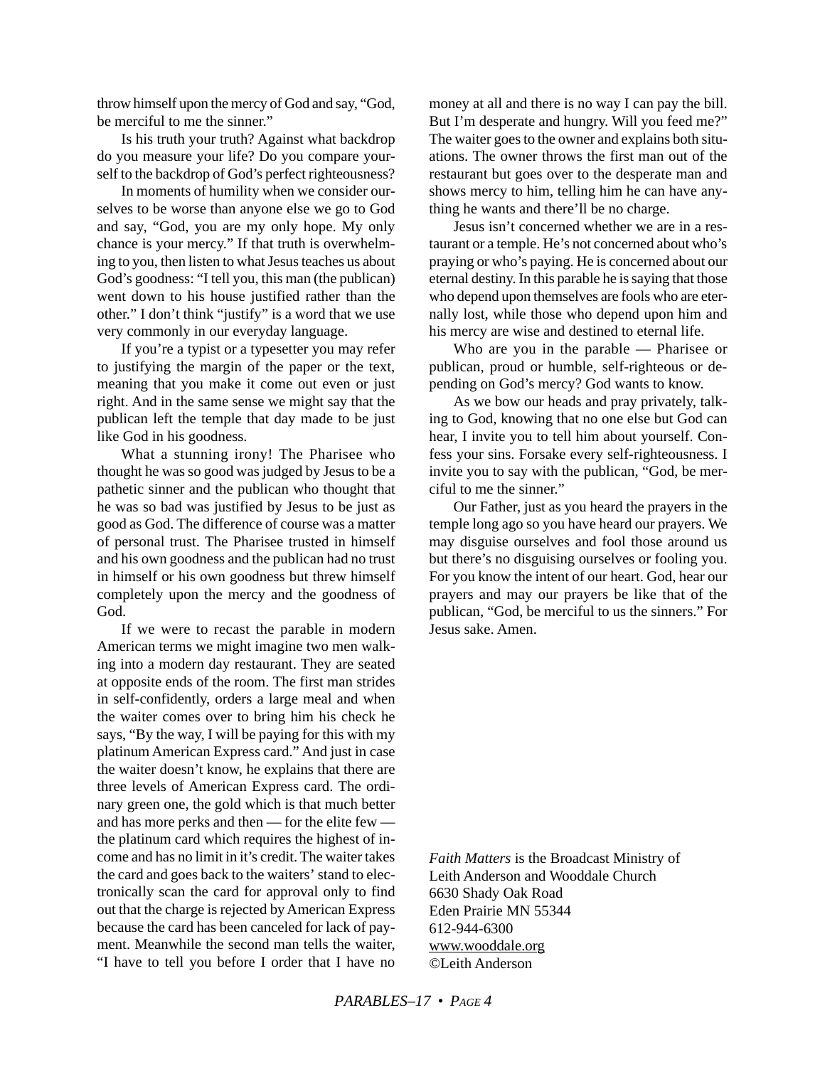throw himself upon the mercy of God and say, "God, be merciful to me the sinner."

Is his truth your truth? Against what backdrop do you measure your life? Do you compare yourself to the backdrop of God's perfect righteousness?

In moments of humility when we consider ourselves to be worse than anyone else we go to God and say, "God, you are my only hope. My only chance is your mercy." If that truth is overwhelming to you, then listen to what Jesus teaches us about God's goodness: "I tell you, this man (the publican) went down to his house justified rather than the other." I don't think "justify" is a word that we use very commonly in our everyday language.

If you're a typist or a typesetter you may refer to justifying the margin of the paper or the text, meaning that you make it come out even or just right. And in the same sense we might say that the publican left the temple that day made to be just like God in his goodness.

What a stunning irony! The Pharisee who thought he was so good was judged by Jesus to be a pathetic sinner and the publican who thought that he was so bad was justified by Jesus to be just as good as God. The difference of course was a matter of personal trust. The Pharisee trusted in himself and his own goodness and the publican had no trust in himself or his own goodness but threw himself completely upon the mercy and the goodness of God.

If we were to recast the parable in modern American terms we might imagine two men walking into a modern day restaurant. They are seated at opposite ends of the room. The first man strides in self-confidently, orders a large meal and when the waiter comes over to bring him his check he says, "By the way, I will be paying for this with my platinum American Express card." And just in case the waiter doesn't know, he explains that there are three levels of American Express card. The ordinary green one, the gold which is that much better and has more perks and then — for the elite few — the platinum card which requires the highest of income and has no limit in it's credit. The waiter takes the card and goes back to the waiters' stand to electronically scan the card for approval only to find out that the charge is rejected by American Express because the card has been canceled for lack of payment. Meanwhile the second man tells the waiter, "I have to tell you before I order that I have no money at all and there is no way I can pay the bill. But I'm desperate and hungry. Will you feed me?" The waiter goes to the owner and explains both situations. The owner throws the first man out of the restaurant but goes over to the desperate man and shows mercy to him, telling him he can have anything he wants and there'll be no charge.

Jesus isn't concerned whether we are in a restaurant or a temple. He's not concerned about who's praying or who's paying. He is concerned about our eternal destiny. In this parable he is saying that those who depend upon themselves are fools who are eternally lost, while those who depend upon him and his mercy are wise and destined to eternal life.

Who are you in the parable — Pharisee or publican, proud or humble, self-righteous or depending on God's mercy? God wants to know.

As we bow our heads and pray privately, talking to God, knowing that no one else but God can hear, I invite you to tell him about yourself. Confess your sins. Forsake every self-righteousness. I invite you to say with the publican, "God, be merciful to me the sinner."

Our Father, just as you heard the prayers in the temple long ago so you have heard our prayers. We may disguise ourselves and fool those around us but there's no disguising ourselves or fooling you. For you know the intent of our heart. God, hear our prayers and may our prayers be like that of the publican, "God, be merciful to us the sinners." For Jesus sake. Amen.

*Faith Matters* is the Broadcast Ministry of
Leith Anderson and Wooddale Church
6630 Shady Oak Road
Eden Prairie MN 55344
612-944-6300
www.wooddale.org
©Leith Anderson